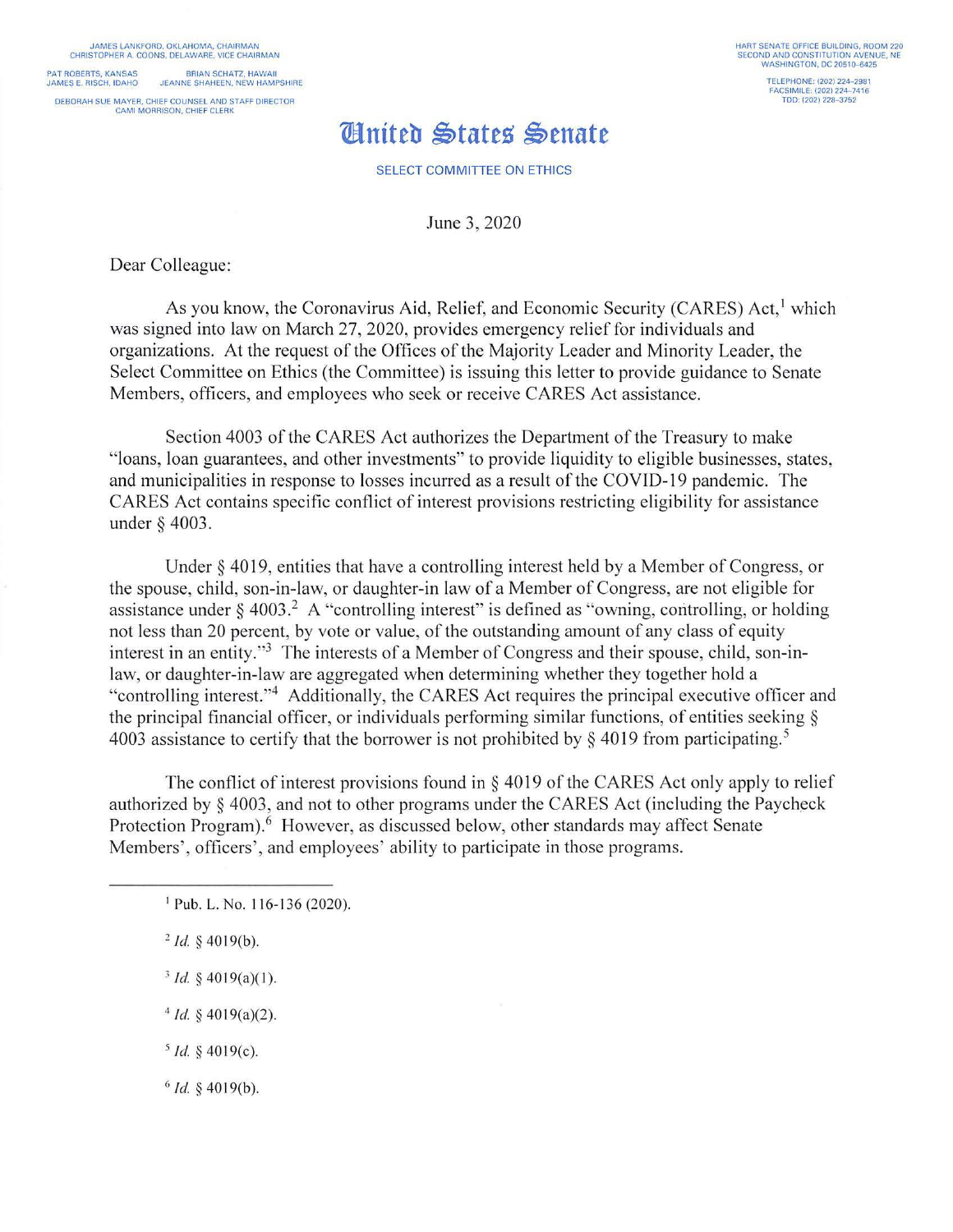JAMES LANKFORD, OKLAHOMA, CHAIRMAN
CHRISTOPHER A. COONS, DELAWARE, VICE CHAIRMAN

PAT ROBERTS, KANSAS BRIAN SCHATZ, HAWAII
JAMES E. RISCH, IDAHO JEANNE SHAHEEN, NEW HAMPSHIRE

DEBORAH SUE MAYER, CHIEF COUNSEL AND STAFF DIRECTOR
CAMI MORRISON, CHIEF CLERK

HART SENATE OFFICE BUILDING, ROOM 220
SECOND AND CONSTITUTION AVENUE, NE
WASHINGTON, DC 20510-6425

TELEPHONE: (202) 224-2981
FACSIMILE: (202) 224-7416
TDD: (202) 228-3752

# United States Senate

SELECT COMMITTEE ON ETHICS

June 3, 2020

Dear Colleague:

As you know, the Coronavirus Aid, Relief, and Economic Security (CARES) Act,[1] which was signed into law on March 27, 2020, provides emergency relief for individuals and organizations. At the request of the Offices of the Majority Leader and Minority Leader, the Select Committee on Ethics (the Committee) is issuing this letter to provide guidance to Senate Members, officers, and employees who seek or receive CARES Act assistance.

Section 4003 of the CARES Act authorizes the Department of the Treasury to make "loans, loan guarantees, and other investments" to provide liquidity to eligible businesses, states, and municipalities in response to losses incurred as a result of the COVID-19 pandemic. The CARES Act contains specific conflict of interest provisions restricting eligibility for assistance under § 4003.

Under § 4019, entities that have a controlling interest held by a Member of Congress, or the spouse, child, son-in-law, or daughter-in law of a Member of Congress, are not eligible for assistance under § 4003.[2] A "controlling interest" is defined as "owning, controlling, or holding not less than 20 percent, by vote or value, of the outstanding amount of any class of equity interest in an entity."[3] The interests of a Member of Congress and their spouse, child, son-in-law, or daughter-in-law are aggregated when determining whether they together hold a "controlling interest."[4] Additionally, the CARES Act requires the principal executive officer and the principal financial officer, or individuals performing similar functions, of entities seeking § 4003 assistance to certify that the borrower is not prohibited by § 4019 from participating.[5]

The conflict of interest provisions found in § 4019 of the CARES Act only apply to relief authorized by § 4003, and not to other programs under the CARES Act (including the Paycheck Protection Program).[6] However, as discussed below, other standards may affect Senate Members', officers', and employees' ability to participate in those programs.

---

[1] Pub. L. No. 116-136 (2020).

[2] *Id.* § 4019(b).

[3] *Id.* § 4019(a)(1).

[4] *Id.* § 4019(a)(2).

[5] *Id.* § 4019(c).

[6] *Id.* § 4019(b).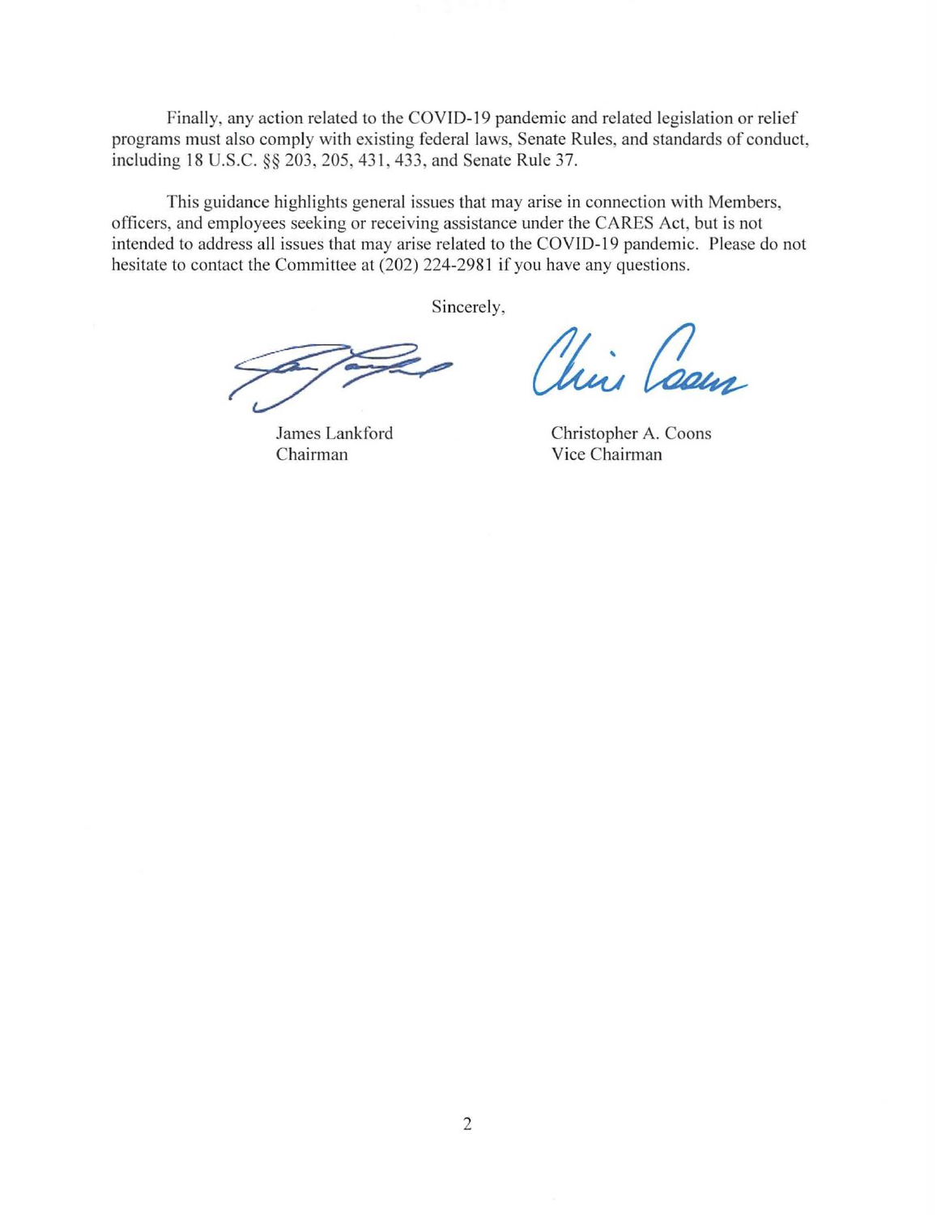Finally, any action related to the COVID-19 pandemic and related legislation or relief programs must also comply with existing federal laws, Senate Rules, and standards of conduct, including 18 U.S.C. §§ 203, 205, 431, 433, and Senate Rule 37.

This guidance highlights general issues that may arise in connection with Members, officers, and employees seeking or receiving assistance under the CARES Act, but is not intended to address all issues that may arise related to the COVID-19 pandemic. Please do not hesitate to contact the Committee at (202) 224-2981 if you have any questions.

Sincerely,

James Lankford
Chairman

Christopher A. Coons
Vice Chairman